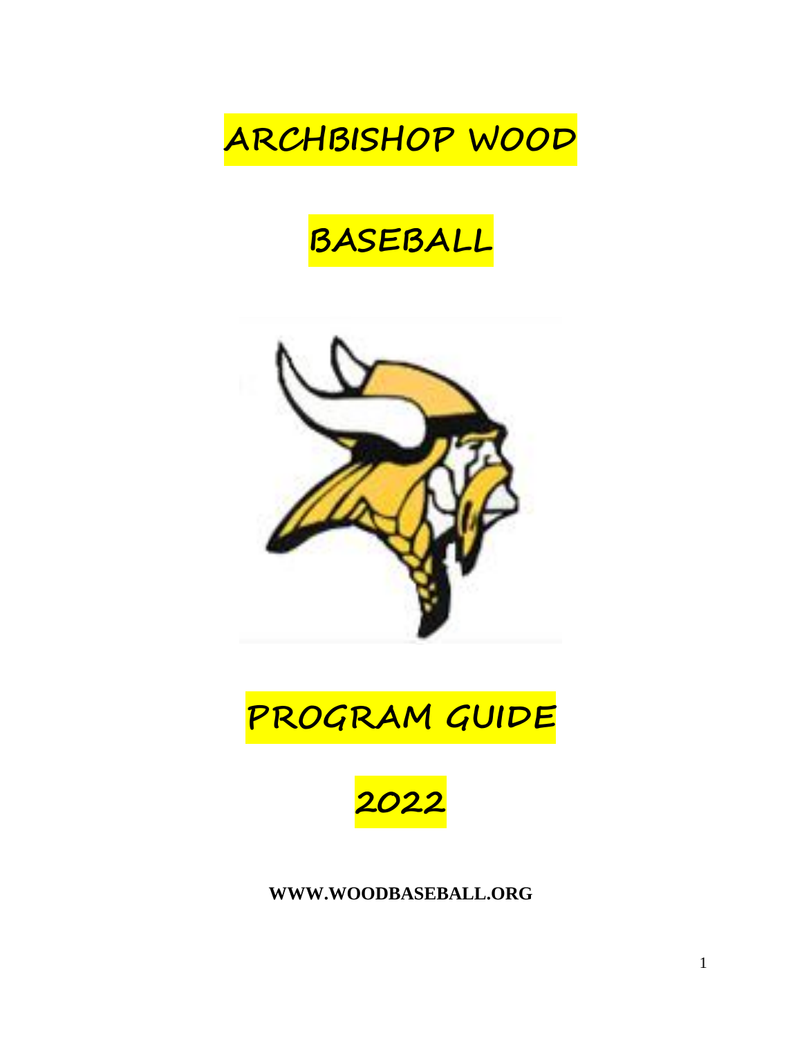# ARCHBISHOP WOOD

# BASEBALL

# PROGRAM GUIDE

# 2022

**WWW.WOODBASEBALL.ORG**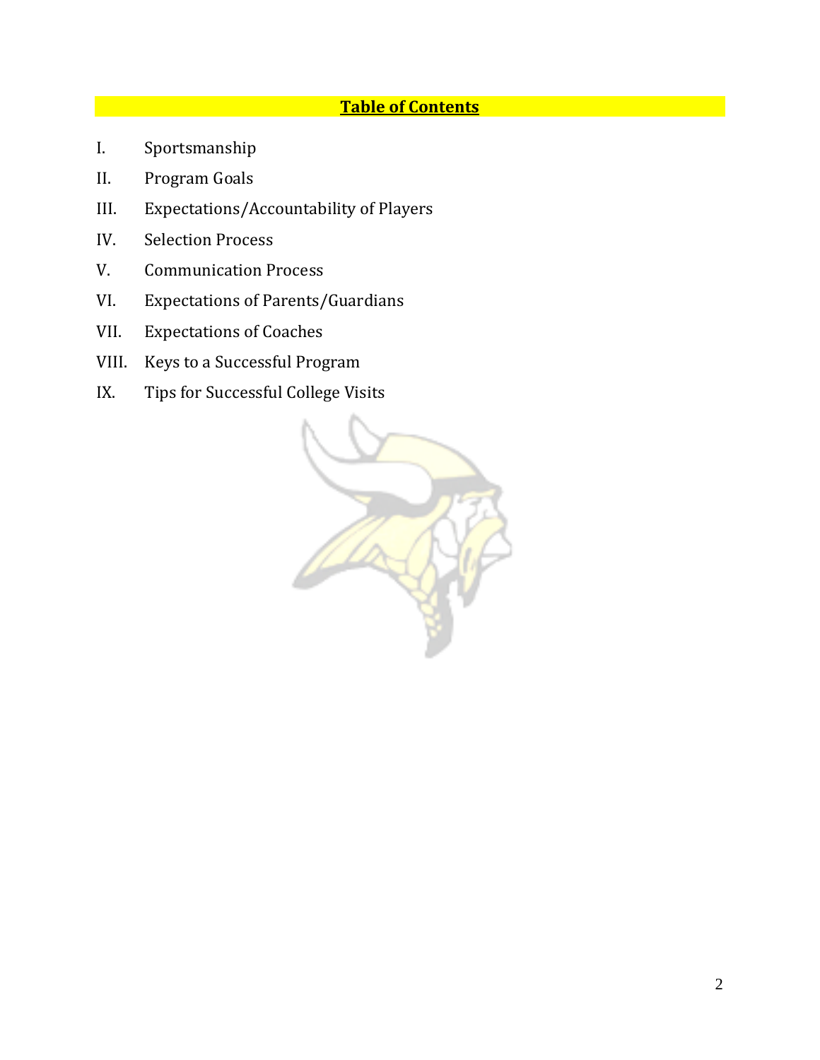# **Table of Contents**

I. Sportsmanship

II. Program Goals

III. Expectations/Accountability of Players

IV. Selection Process

V. Communication Process

VI. Expectations of Parents/Guardians

VII. Expectations of Coaches

VIII. Keys to a Successful Program

IX. Tips for Successful College Visits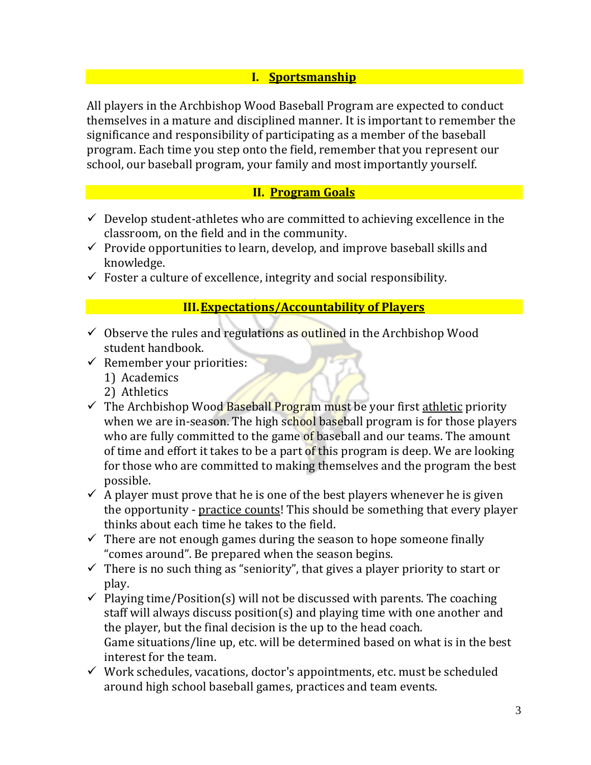## I. <u>Sportsmanship</u>

All players in the Archbishop Wood Baseball Program are expected to conduct themselves in a mature and disciplined manner. It is important to remember the significance and responsibility of participating as a member of the baseball program. Each time you step onto the field, remember that you represent our school, our baseball program, your family and most importantly yourself.

## II. <u>Program Goals</u>

- ✓ Develop student-athletes who are committed to achieving excellence in the classroom, on the field and in the community.
- ✓ Provide opportunities to learn, develop, and improve baseball skills and knowledge.
- ✓ Foster a culture of excellence, integrity and social responsibility.

## III. <u>Expectations/Accountability of Players</u>

- ✓ Observe the rules and regulations as outlined in the Archbishop Wood student handbook.
- ✓ Remember your priorities:
  1) Academics
  2) Athletics
- ✓ The Archbishop Wood Baseball Program must be your first <u>athletic</u> priority when we are in-season. The high school baseball program is for those players who are fully committed to the game of baseball and our teams. The amount of time and effort it takes to be a part of this program is deep. We are looking for those who are committed to making themselves and the program the best possible.
- ✓ A player must prove that he is one of the best players whenever he is given the opportunity - <u>practice counts</u>! This should be something that every player thinks about each time he takes to the field.
- ✓ There are not enough games during the season to hope someone finally "comes around". Be prepared when the season begins.
- ✓ There is no such thing as "seniority", that gives a player priority to start or play.
- ✓ Playing time/Position(s) will not be discussed with parents. The coaching staff will always discuss position(s) and playing time with one another and the player, but the final decision is the up to the head coach.
  Game situations/line up, etc. will be determined based on what is in the best interest for the team.
- ✓ Work schedules, vacations, doctor's appointments, etc. must be scheduled around high school baseball games, practices and team events.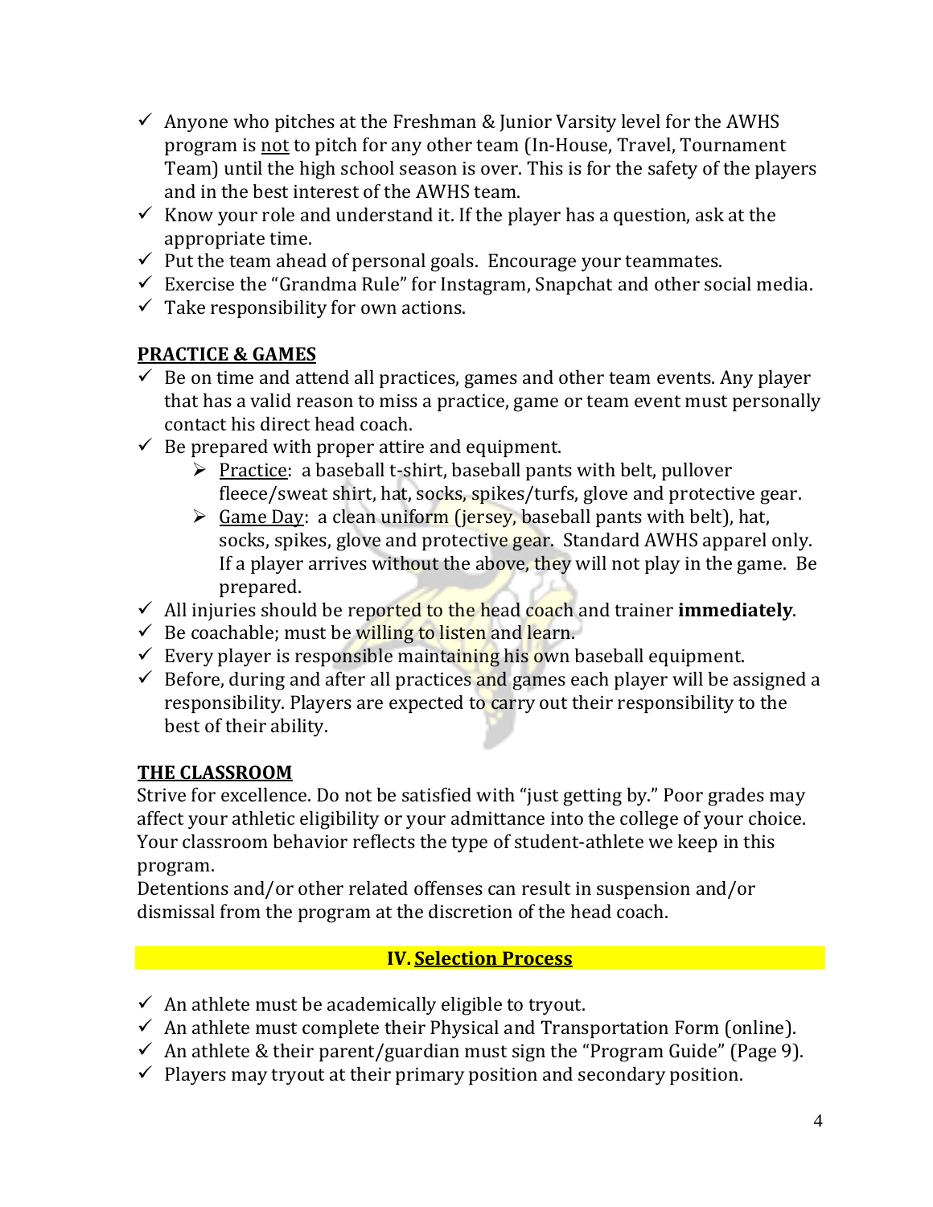- ✓ Anyone who pitches at the Freshman & Junior Varsity level for the AWHS program is <u>not</u> to pitch for any other team (In-House, Travel, Tournament Team) until the high school season is over. This is for the safety of the players and in the best interest of the AWHS team.
- ✓ Know your role and understand it. If the player has a question, ask at the appropriate time.
- ✓ Put the team ahead of personal goals. Encourage your teammates.
- ✓ Exercise the "Grandma Rule" for Instagram, Snapchat and other social media.
- ✓ Take responsibility for own actions.

**<u>PRACTICE & GAMES</u>**

- ✓ Be on time and attend all practices, games and other team events. Any player that has a valid reason to miss a practice, game or team event must personally contact his direct head coach.
- ✓ Be prepared with proper attire and equipment.
  - <u>Practice</u>: a baseball t-shirt, baseball pants with belt, pullover fleece/sweat shirt, hat, socks, spikes/turfs, glove and protective gear.
  - <u>Game Day</u>: a clean uniform (jersey, baseball pants with belt), hat, socks, spikes, glove and protective gear. Standard AWHS apparel only. If a player arrives without the above, they will not play in the game. Be prepared.
- ✓ All injuries should be reported to the head coach and trainer **immediately**.
- ✓ Be coachable; must be willing to listen and learn.
- ✓ Every player is responsible maintaining his own baseball equipment.
- ✓ Before, during and after all practices and games each player will be assigned a responsibility. Players are expected to carry out their responsibility to the best of their ability.

**<u>THE CLASSROOM</u>**

Strive for excellence. Do not be satisfied with "just getting by." Poor grades may affect your athletic eligibility or your admittance into the college of your choice. Your classroom behavior reflects the type of student-athlete we keep in this program.

Detentions and/or other related offenses can result in suspension and/or dismissal from the program at the discretion of the head coach.

## IV. <u>Selection Process</u>

- ✓ An athlete must be academically eligible to tryout.
- ✓ An athlete must complete their Physical and Transportation Form (online).
- ✓ An athlete & their parent/guardian must sign the "Program Guide" (Page 9).
- ✓ Players may tryout at their primary position and secondary position.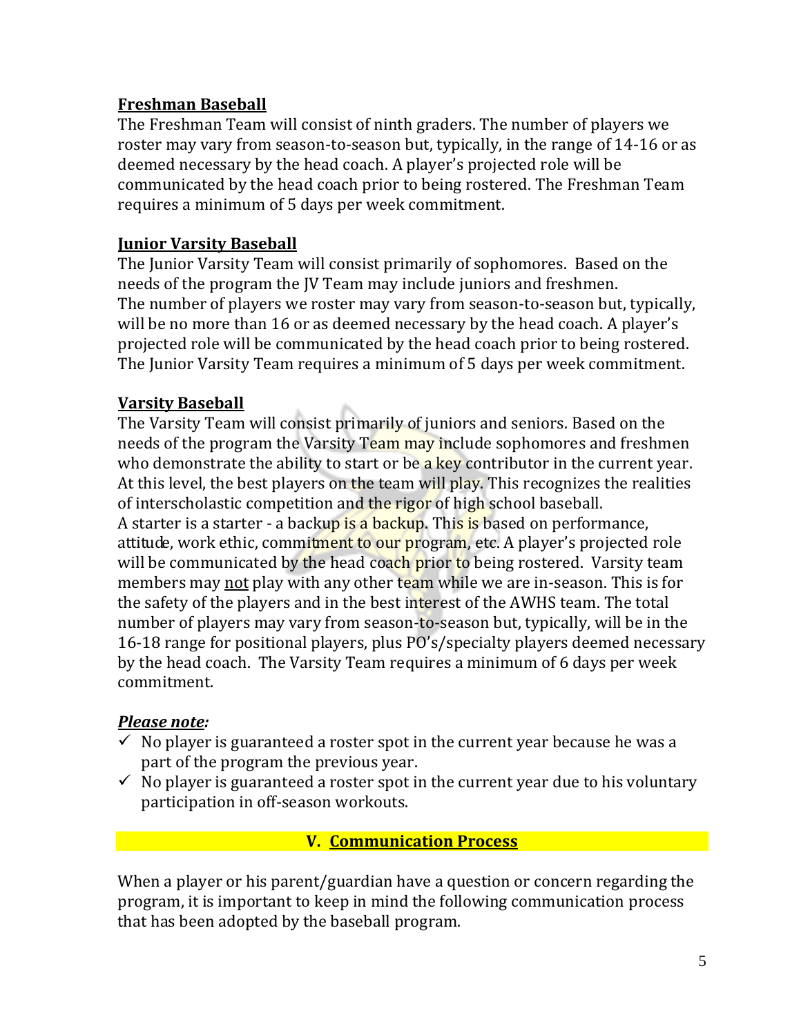**Freshman Baseball**

The Freshman Team will consist of ninth graders. The number of players we roster may vary from season-to-season but, typically, in the range of 14-16 or as deemed necessary by the head coach. A player's projected role will be communicated by the head coach prior to being rostered. The Freshman Team requires a minimum of 5 days per week commitment.

**Junior Varsity Baseball**

The Junior Varsity Team will consist primarily of sophomores. Based on the needs of the program the JV Team may include juniors and freshmen. The number of players we roster may vary from season-to-season but, typically, will be no more than 16 or as deemed necessary by the head coach. A player's projected role will be communicated by the head coach prior to being rostered. The Junior Varsity Team requires a minimum of 5 days per week commitment.

**Varsity Baseball**

The Varsity Team will consist primarily of juniors and seniors. Based on the needs of the program the Varsity Team may include sophomores and freshmen who demonstrate the ability to start or be a key contributor in the current year. At this level, the best players on the team will play. This recognizes the realities of interscholastic competition and the rigor of high school baseball. A starter is a starter - a backup is a backup. This is based on performance, attitude, work ethic, commitment to our program, etc. A player's projected role will be communicated by the head coach prior to being rostered. Varsity team members may not play with any other team while we are in-season. This is for the safety of the players and in the best interest of the AWHS team. The total number of players may vary from season-to-season but, typically, will be in the 16-18 range for positional players, plus PO's/specialty players deemed necessary by the head coach. The Varsity Team requires a minimum of 6 days per week commitment.

***Please note:***

- ✓ No player is guaranteed a roster spot in the current year because he was a part of the program the previous year.
- ✓ No player is guaranteed a roster spot in the current year due to his voluntary participation in off-season workouts.

## V. Communication Process

When a player or his parent/guardian have a question or concern regarding the program, it is important to keep in mind the following communication process that has been adopted by the baseball program.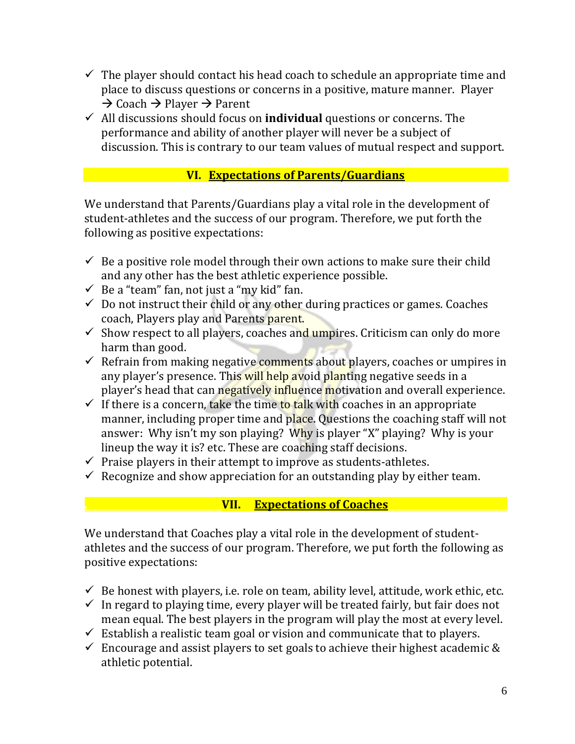- ✓ The player should contact his head coach to schedule an appropriate time and place to discuss questions or concerns in a positive, mature manner. Player → Coach → Player → Parent
- ✓ All discussions should focus on **individual** questions or concerns. The performance and ability of another player will never be a subject of discussion. This is contrary to our team values of mutual respect and support.

## VI. Expectations of Parents/Guardians

We understand that Parents/Guardians play a vital role in the development of student-athletes and the success of our program. Therefore, we put forth the following as positive expectations:

- ✓ Be a positive role model through their own actions to make sure their child and any other has the best athletic experience possible.
- ✓ Be a "team" fan, not just a "my kid" fan.
- ✓ Do not instruct their child or any other during practices or games. Coaches coach, Players play and Parents parent.
- ✓ Show respect to all players, coaches and umpires. Criticism can only do more harm than good.
- ✓ Refrain from making negative comments about players, coaches or umpires in any player's presence. This will help avoid planting negative seeds in a player's head that can negatively influence motivation and overall experience.
- ✓ If there is a concern, take the time to talk with coaches in an appropriate manner, including proper time and place. Questions the coaching staff will not answer: Why isn't my son playing? Why is player "X" playing? Why is your lineup the way it is? etc. These are coaching staff decisions.
- ✓ Praise players in their attempt to improve as students-athletes.
- ✓ Recognize and show appreciation for an outstanding play by either team.

## VII. Expectations of Coaches

We understand that Coaches play a vital role in the development of student-athletes and the success of our program. Therefore, we put forth the following as positive expectations:

- ✓ Be honest with players, i.e. role on team, ability level, attitude, work ethic, etc.
- ✓ In regard to playing time, every player will be treated fairly, but fair does not mean equal. The best players in the program will play the most at every level.
- ✓ Establish a realistic team goal or vision and communicate that to players.
- ✓ Encourage and assist players to set goals to achieve their highest academic & athletic potential.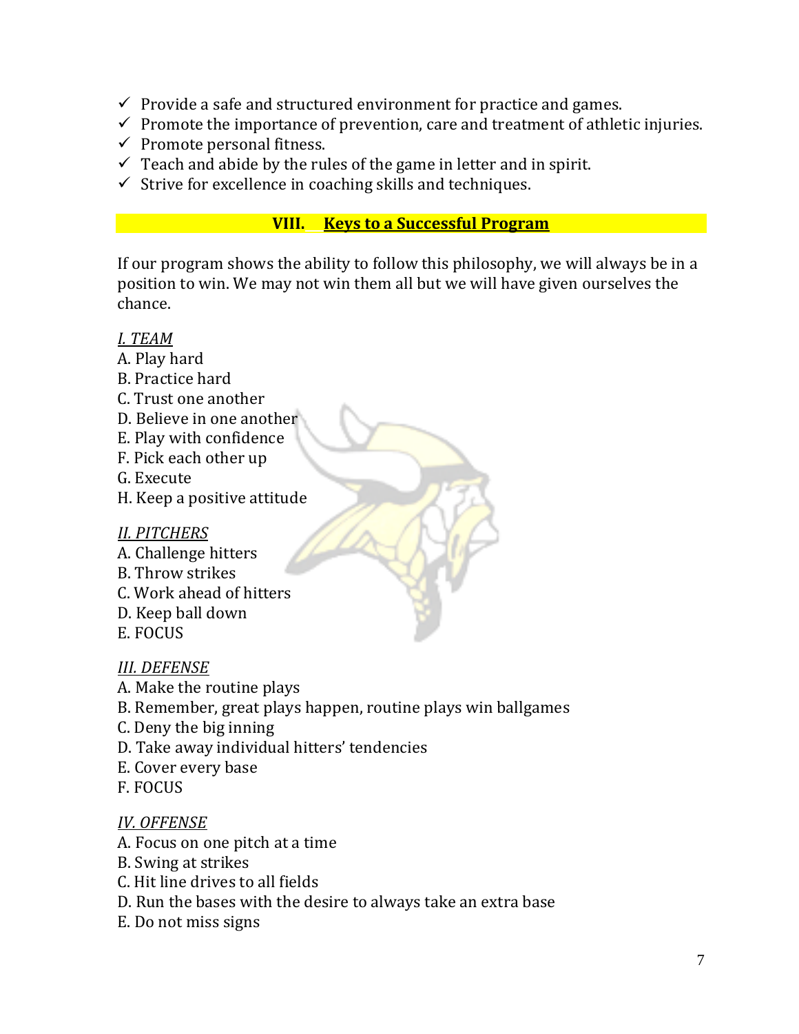- ✓ Provide a safe and structured environment for practice and games.
- ✓ Promote the importance of prevention, care and treatment of athletic injuries.
- ✓ Promote personal fitness.
- ✓ Teach and abide by the rules of the game in letter and in spirit.
- ✓ Strive for excellence in coaching skills and techniques.

## VIII. Keys to a Successful Program

If our program shows the ability to follow this philosophy, we will always be in a position to win. We may not win them all but we will have given ourselves the chance.

*I. TEAM*

A. Play hard
B. Practice hard
C. Trust one another
D. Believe in one another
E. Play with confidence
F. Pick each other up
G. Execute
H. Keep a positive attitude

*II. PITCHERS*

A. Challenge hitters
B. Throw strikes
C. Work ahead of hitters
D. Keep ball down
E. FOCUS

*III. DEFENSE*

A. Make the routine plays
B. Remember, great plays happen, routine plays win ballgames
C. Deny the big inning
D. Take away individual hitters' tendencies
E. Cover every base
F. FOCUS

*IV. OFFENSE*

A. Focus on one pitch at a time
B. Swing at strikes
C. Hit line drives to all fields
D. Run the bases with the desire to always take an extra base
E. Do not miss signs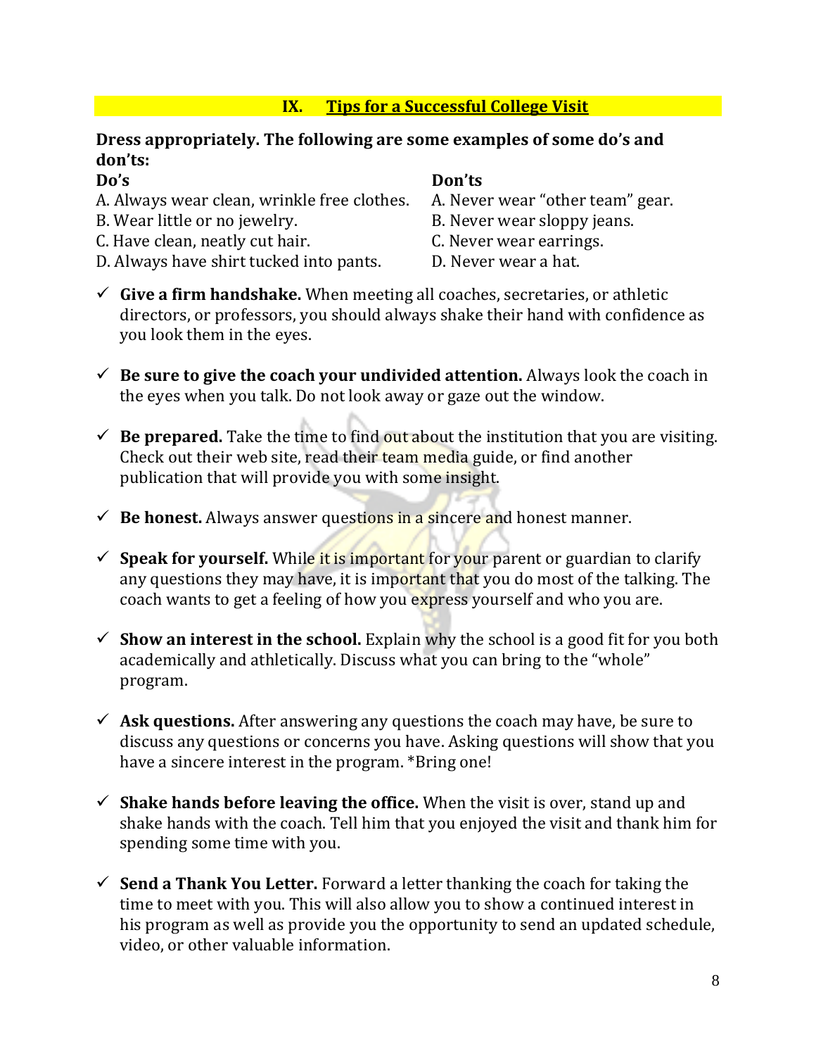## IX. Tips for a Successful College Visit

**Dress appropriately. The following are some examples of some do's and don'ts:**

| Do's | Don'ts |
|---|---|
| A. Always wear clean, wrinkle free clothes. | A. Never wear "other team" gear. |
| B. Wear little or no jewelry. | B. Never wear sloppy jeans. |
| C. Have clean, neatly cut hair. | C. Never wear earrings. |
| D. Always have shirt tucked into pants. | D. Never wear a hat. |

- ✓ **Give a firm handshake.** When meeting all coaches, secretaries, or athletic directors, or professors, you should always shake their hand with confidence as you look them in the eyes.

- ✓ **Be sure to give the coach your undivided attention.** Always look the coach in the eyes when you talk. Do not look away or gaze out the window.

- ✓ **Be prepared.** Take the time to find out about the institution that you are visiting. Check out their web site, read their team media guide, or find another publication that will provide you with some insight.

- ✓ **Be honest.** Always answer questions in a sincere and honest manner.

- ✓ **Speak for yourself.** While it is important for your parent or guardian to clarify any questions they may have, it is important that you do most of the talking. The coach wants to get a feeling of how you express yourself and who you are.

- ✓ **Show an interest in the school.** Explain why the school is a good fit for you both academically and athletically. Discuss what you can bring to the "whole" program.

- ✓ **Ask questions.** After answering any questions the coach may have, be sure to discuss any questions or concerns you have. Asking questions will show that you have a sincere interest in the program. *Bring one!

- ✓ **Shake hands before leaving the office.** When the visit is over, stand up and shake hands with the coach. Tell him that you enjoyed the visit and thank him for spending some time with you.

- ✓ **Send a Thank You Letter.** Forward a letter thanking the coach for taking the time to meet with you. This will also allow you to show a continued interest in his program as well as provide you the opportunity to send an updated schedule, video, or other valuable information.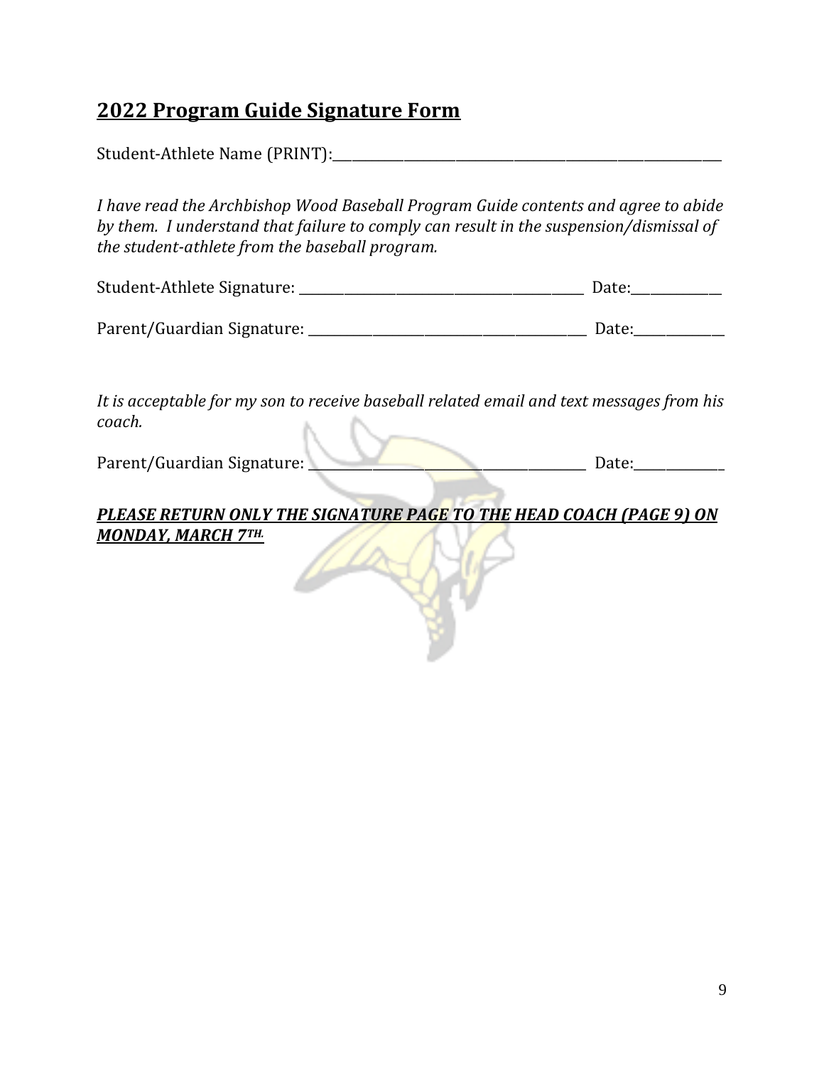## 2022 Program Guide Signature Form

Student-Athlete Name (PRINT):_______________________________________________________________

*I have read the Archbishop Wood Baseball Program Guide contents and agree to abide by them. I understand that failure to comply can result in the suspension/dismissal of the student-athlete from the baseball program.*

Student-Athlete Signature: _____________________________________________ Date:______________

Parent/Guardian Signature: ____________________________________________ Date:______________

*It is acceptable for my son to receive baseball related email and text messages from his coach.*

Parent/Guardian Signature: ____________________________________________ Date:______________

***PLEASE RETURN ONLY THE SIGNATURE PAGE TO THE HEAD COACH (PAGE 9) ON MONDAY, MARCH 7TH.***